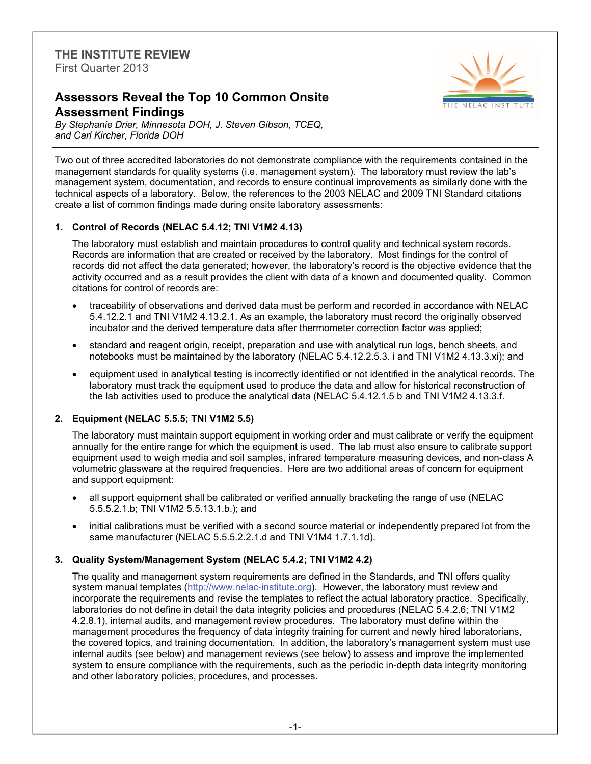THE INSTITUTE REVIEW
First Quarter 2013

# Assessors Reveal the Top 10 Common Onsite Assessment Findings

*By Stephanie Drier, Minnesota DOH, J. Steven Gibson, TCEQ, and Carl Kircher, Florida DOH*

Two out of three accredited laboratories do not demonstrate compliance with the requirements contained in the management standards for quality systems (i.e. management system). The laboratory must review the lab's management system, documentation, and records to ensure continual improvements as similarly done with the technical aspects of a laboratory. Below, the references to the 2003 NELAC and 2009 TNI Standard citations create a list of common findings made during onsite laboratory assessments:

## 1. Control of Records (NELAC 5.4.12; TNI V1M2 4.13)

The laboratory must establish and maintain procedures to control quality and technical system records. Records are information that are created or received by the laboratory. Most findings for the control of records did not affect the data generated; however, the laboratory's record is the objective evidence that the activity occurred and as a result provides the client with data of a known and documented quality. Common citations for control of records are:

- traceability of observations and derived data must be perform and recorded in accordance with NELAC 5.4.12.2.1 and TNI V1M2 4.13.2.1. As an example, the laboratory must record the originally observed incubator and the derived temperature data after thermometer correction factor was applied;
- standard and reagent origin, receipt, preparation and use with analytical run logs, bench sheets, and notebooks must be maintained by the laboratory (NELAC 5.4.12.2.5.3. i and TNI V1M2 4.13.3.xi); and
- equipment used in analytical testing is incorrectly identified or not identified in the analytical records. The laboratory must track the equipment used to produce the data and allow for historical reconstruction of the lab activities used to produce the analytical data (NELAC 5.4.12.1.5 b and TNI V1M2 4.13.3.f.

## 2. Equipment (NELAC 5.5.5; TNI V1M2 5.5)

The laboratory must maintain support equipment in working order and must calibrate or verify the equipment annually for the entire range for which the equipment is used. The lab must also ensure to calibrate support equipment used to weigh media and soil samples, infrared temperature measuring devices, and non-class A volumetric glassware at the required frequencies. Here are two additional areas of concern for equipment and support equipment:

- all support equipment shall be calibrated or verified annually bracketing the range of use (NELAC 5.5.5.2.1.b; TNI V1M2 5.5.13.1.b.); and
- initial calibrations must be verified with a second source material or independently prepared lot from the same manufacturer (NELAC 5.5.5.2.2.1.d and TNI V1M4 1.7.1.1d).

## 3. Quality System/Management System (NELAC 5.4.2; TNI V1M2 4.2)

The quality and management system requirements are defined in the Standards, and TNI offers quality system manual templates (http://www.nelac-institute.org). However, the laboratory must review and incorporate the requirements and revise the templates to reflect the actual laboratory practice. Specifically, laboratories do not define in detail the data integrity policies and procedures (NELAC 5.4.2.6; TNI V1M2 4.2.8.1), internal audits, and management review procedures. The laboratory must define within the management procedures the frequency of data integrity training for current and newly hired laboratorians, the covered topics, and training documentation. In addition, the laboratory's management system must use internal audits (see below) and management reviews (see below) to assess and improve the implemented system to ensure compliance with the requirements, such as the periodic in-depth data integrity monitoring and other laboratory policies, procedures, and processes.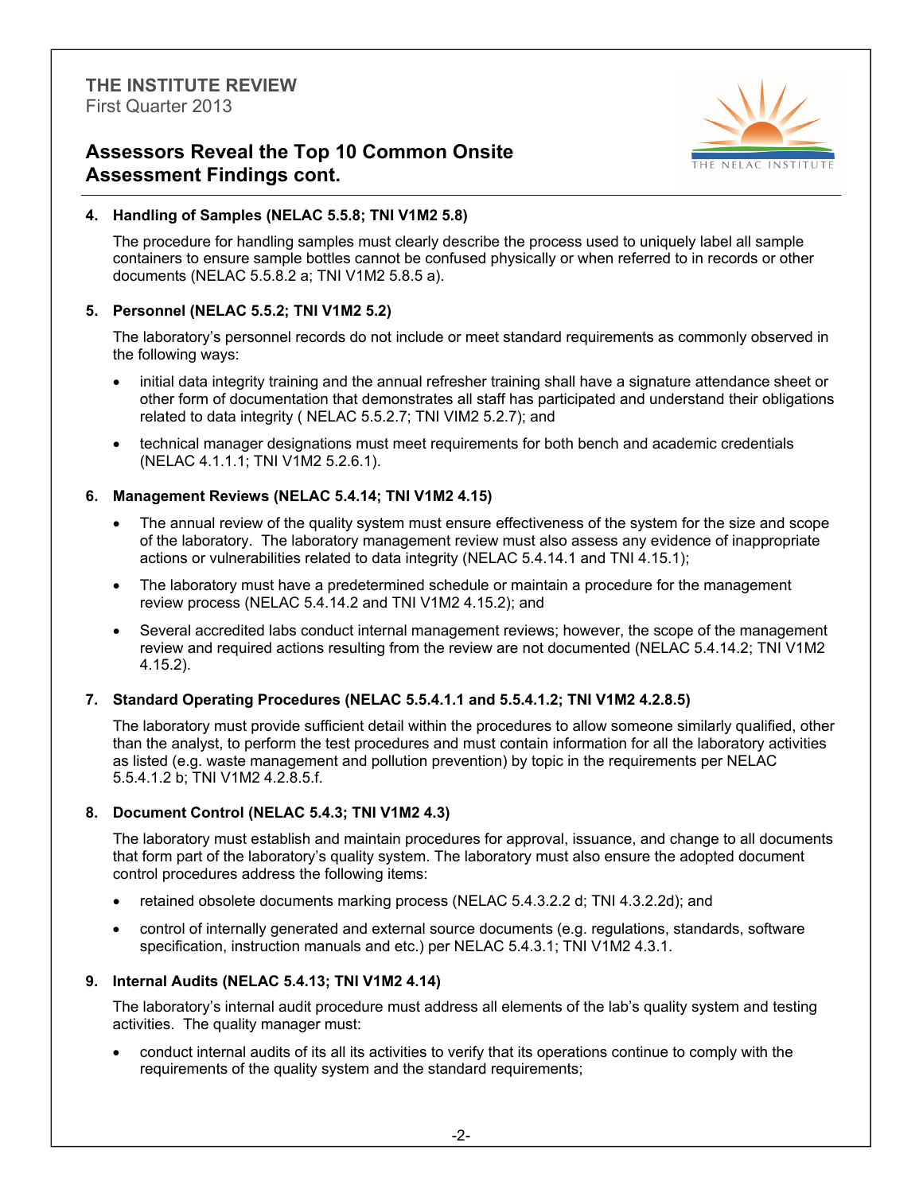## Assessors Reveal the Top 10 Common Onsite Assessment Findings cont.

4. **Handling of Samples (NELAC 5.5.8; TNI V1M2 5.8)**

   The procedure for handling samples must clearly describe the process used to uniquely label all sample containers to ensure sample bottles cannot be confused physically or when referred to in records or other documents (NELAC 5.5.8.2 a; TNI V1M2 5.8.5 a).

5. **Personnel (NELAC 5.5.2; TNI V1M2 5.2)**

   The laboratory's personnel records do not include or meet standard requirements as commonly observed in the following ways:

   - initial data integrity training and the annual refresher training shall have a signature attendance sheet or other form of documentation that demonstrates all staff has participated and understand their obligations related to data integrity ( NELAC 5.5.2.7; TNI VIM2 5.2.7); and
   - technical manager designations must meet requirements for both bench and academic credentials (NELAC 4.1.1.1; TNI V1M2 5.2.6.1).

6. **Management Reviews (NELAC 5.4.14; TNI V1M2 4.15)**

   - The annual review of the quality system must ensure effectiveness of the system for the size and scope of the laboratory. The laboratory management review must also assess any evidence of inappropriate actions or vulnerabilities related to data integrity (NELAC 5.4.14.1 and TNI 4.15.1);
   - The laboratory must have a predetermined schedule or maintain a procedure for the management review process (NELAC 5.4.14.2 and TNI V1M2 4.15.2); and
   - Several accredited labs conduct internal management reviews; however, the scope of the management review and required actions resulting from the review are not documented (NELAC 5.4.14.2; TNI V1M2 4.15.2).

7. **Standard Operating Procedures (NELAC 5.5.4.1.1 and 5.5.4.1.2; TNI V1M2 4.2.8.5)**

   The laboratory must provide sufficient detail within the procedures to allow someone similarly qualified, other than the analyst, to perform the test procedures and must contain information for all the laboratory activities as listed (e.g. waste management and pollution prevention) by topic in the requirements per NELAC 5.5.4.1.2 b; TNI V1M2 4.2.8.5.f.

8. **Document Control (NELAC 5.4.3; TNI V1M2 4.3)**

   The laboratory must establish and maintain procedures for approval, issuance, and change to all documents that form part of the laboratory's quality system. The laboratory must also ensure the adopted document control procedures address the following items:

   - retained obsolete documents marking process (NELAC 5.4.3.2.2 d; TNI 4.3.2.2d); and
   - control of internally generated and external source documents (e.g. regulations, standards, software specification, instruction manuals and etc.) per NELAC 5.4.3.1; TNI V1M2 4.3.1.

9. **Internal Audits (NELAC 5.4.13; TNI V1M2 4.14)**

   The laboratory's internal audit procedure must address all elements of the lab's quality system and testing activities. The quality manager must:

   - conduct internal audits of its all its activities to verify that its operations continue to comply with the requirements of the quality system and the standard requirements;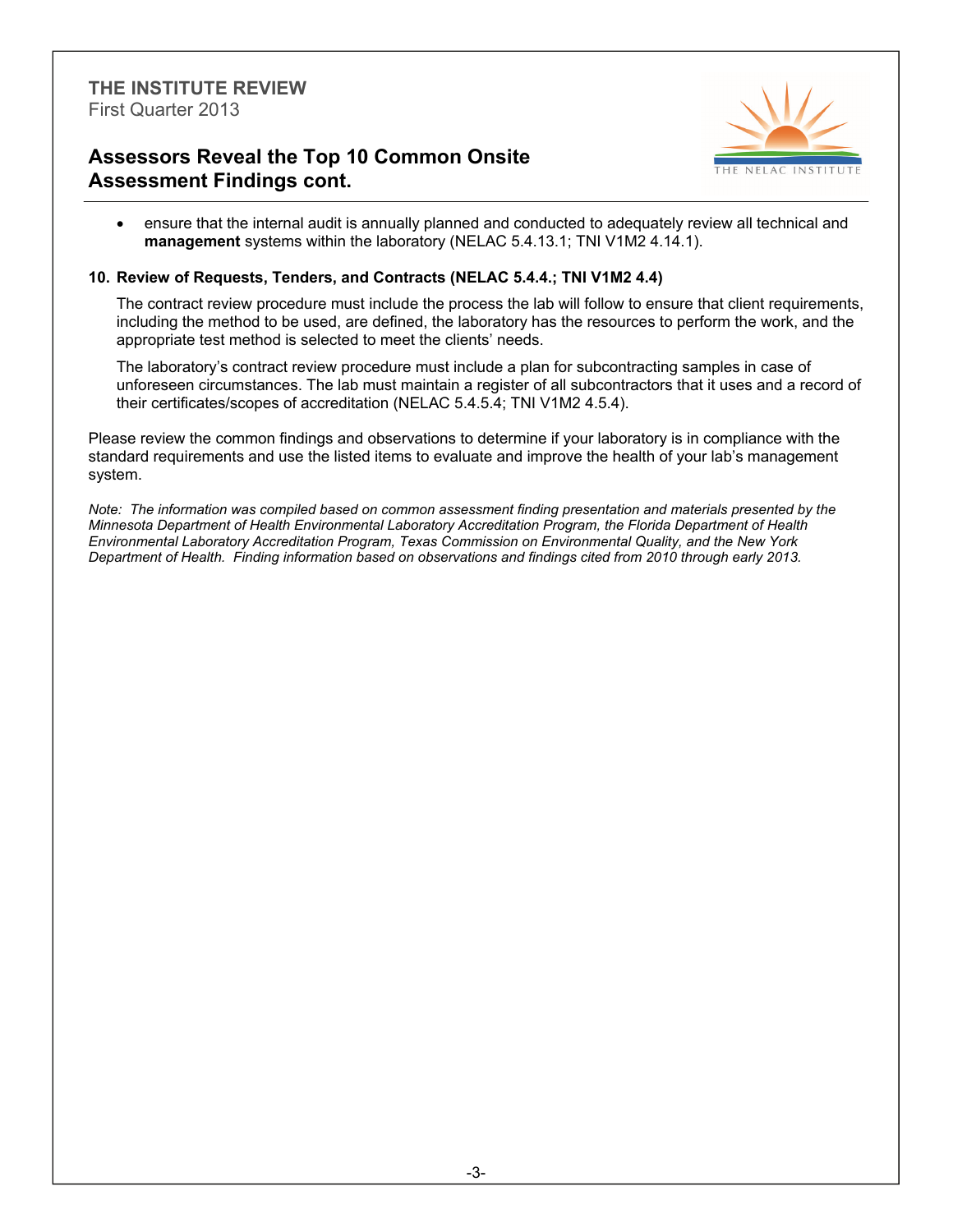## Assessors Reveal the Top 10 Common Onsite Assessment Findings cont.

- ensure that the internal audit is annually planned and conducted to adequately review all technical and **management** systems within the laboratory (NELAC 5.4.13.1; TNI V1M2 4.14.1).

**10. Review of Requests, Tenders, and Contracts (NELAC 5.4.4.; TNI V1M2 4.4)**

The contract review procedure must include the process the lab will follow to ensure that client requirements, including the method to be used, are defined, the laboratory has the resources to perform the work, and the appropriate test method is selected to meet the clients' needs.

The laboratory's contract review procedure must include a plan for subcontracting samples in case of unforeseen circumstances. The lab must maintain a register of all subcontractors that it uses and a record of their certificates/scopes of accreditation (NELAC 5.4.5.4; TNI V1M2 4.5.4).

Please review the common findings and observations to determine if your laboratory is in compliance with the standard requirements and use the listed items to evaluate and improve the health of your lab's management system.

*Note: The information was compiled based on common assessment finding presentation and materials presented by the Minnesota Department of Health Environmental Laboratory Accreditation Program, the Florida Department of Health Environmental Laboratory Accreditation Program, Texas Commission on Environmental Quality, and the New York Department of Health. Finding information based on observations and findings cited from 2010 through early 2013.*